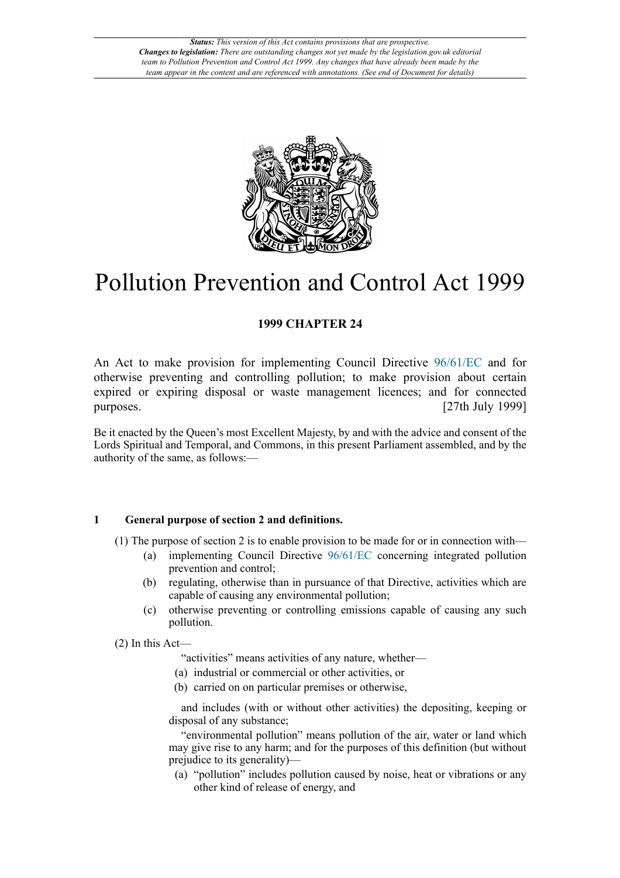# Pollution Prevention and Control Act 1999

**1999 CHAPTER 24**

An Act to make provision for implementing Council Directive 96/61/EC and for otherwise preventing and controlling pollution; to make provision about certain expired or expiring disposal or waste management licences; and for connected purposes. [27th July 1999]

Be it enacted by the Queen's most Excellent Majesty, by and with the advice and consent of the Lords Spiritual and Temporal, and Commons, in this present Parliament assembled, and by the authority of the same, as follows:—

## 1 General purpose of section 2 and definitions.

(1) The purpose of section 2 is to enable provision to be made for or in connection with—

- (a) implementing Council Directive 96/61/EC concerning integrated pollution prevention and control;
- (b) regulating, otherwise than in pursuance of that Directive, activities which are capable of causing any environmental pollution;
- (c) otherwise preventing or controlling emissions capable of causing any such pollution.

(2) In this Act—

"activities" means activities of any nature, whether—

- (a) industrial or commercial or other activities, or
- (b) carried on on particular premises or otherwise,

and includes (with or without other activities) the depositing, keeping or disposal of any substance;

"environmental pollution" means pollution of the air, water or land which may give rise to any harm; and for the purposes of this definition (but without prejudice to its generality)—

- (a) "pollution" includes pollution caused by noise, heat or vibrations or any other kind of release of energy, and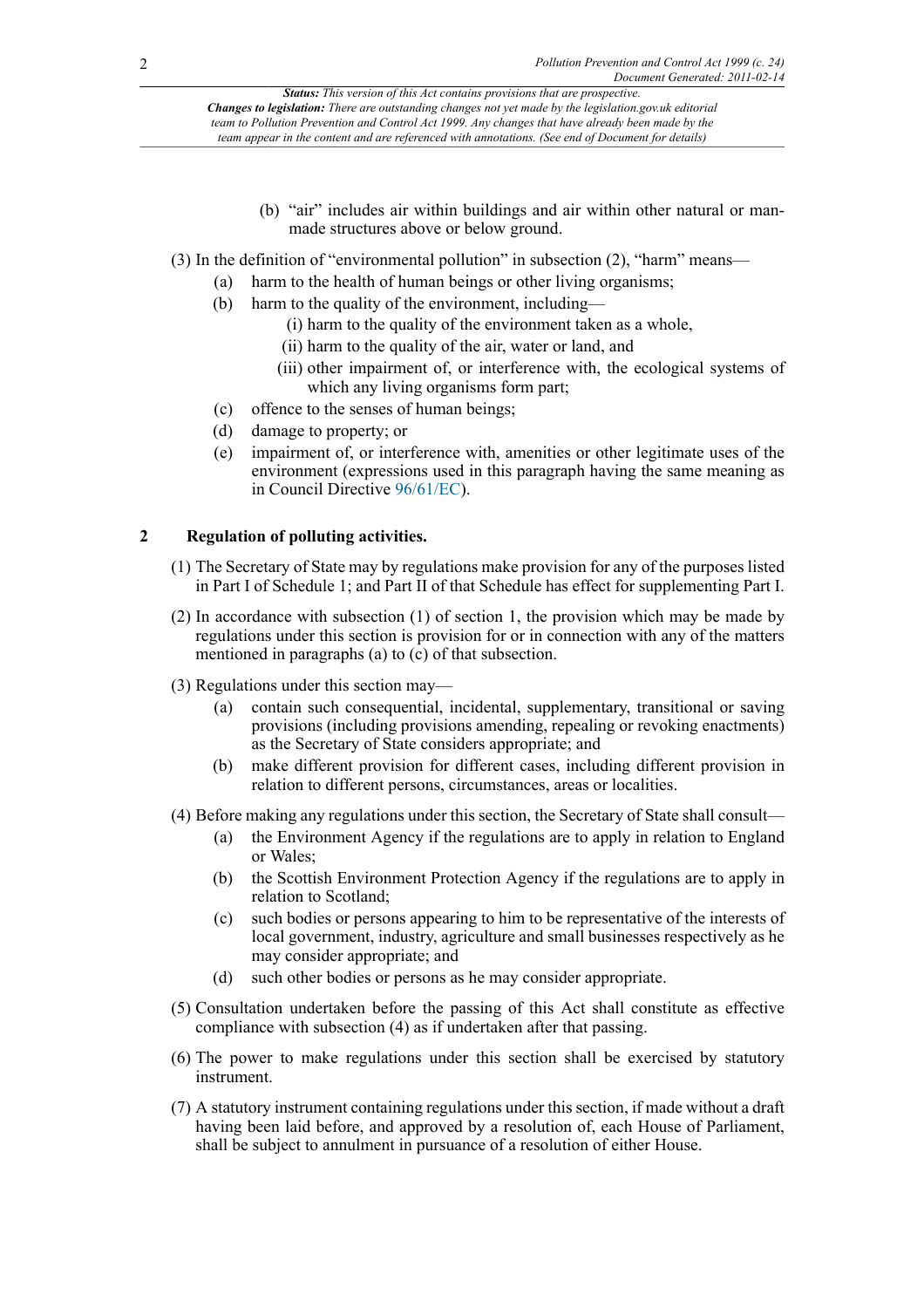(b) "air" includes air within buildings and air within other natural or man-made structures above or below ground.

(3) In the definition of "environmental pollution" in subsection (2), "harm" means—

(a) harm to the health of human beings or other living organisms;

(b) harm to the quality of the environment, including—

(i) harm to the quality of the environment taken as a whole,

(ii) harm to the quality of the air, water or land, and

(iii) other impairment of, or interference with, the ecological systems of which any living organisms form part;

(c) offence to the senses of human beings;

(d) damage to property; or

(e) impairment of, or interference with, amenities or other legitimate uses of the environment (expressions used in this paragraph having the same meaning as in Council Directive 96/61/EC).

## 2 Regulation of polluting activities.

(1) The Secretary of State may by regulations make provision for any of the purposes listed in Part I of Schedule 1; and Part II of that Schedule has effect for supplementing Part I.

(2) In accordance with subsection (1) of section 1, the provision which may be made by regulations under this section is provision for or in connection with any of the matters mentioned in paragraphs (a) to (c) of that subsection.

(3) Regulations under this section may—

(a) contain such consequential, incidental, supplementary, transitional or saving provisions (including provisions amending, repealing or revoking enactments) as the Secretary of State considers appropriate; and

(b) make different provision for different cases, including different provision in relation to different persons, circumstances, areas or localities.

(4) Before making any regulations under this section, the Secretary of State shall consult—

(a) the Environment Agency if the regulations are to apply in relation to England or Wales;

(b) the Scottish Environment Protection Agency if the regulations are to apply in relation to Scotland;

(c) such bodies or persons appearing to him to be representative of the interests of local government, industry, agriculture and small businesses respectively as he may consider appropriate; and

(d) such other bodies or persons as he may consider appropriate.

(5) Consultation undertaken before the passing of this Act shall constitute as effective compliance with subsection (4) as if undertaken after that passing.

(6) The power to make regulations under this section shall be exercised by statutory instrument.

(7) A statutory instrument containing regulations under this section, if made without a draft having been laid before, and approved by a resolution of, each House of Parliament, shall be subject to annulment in pursuance of a resolution of either House.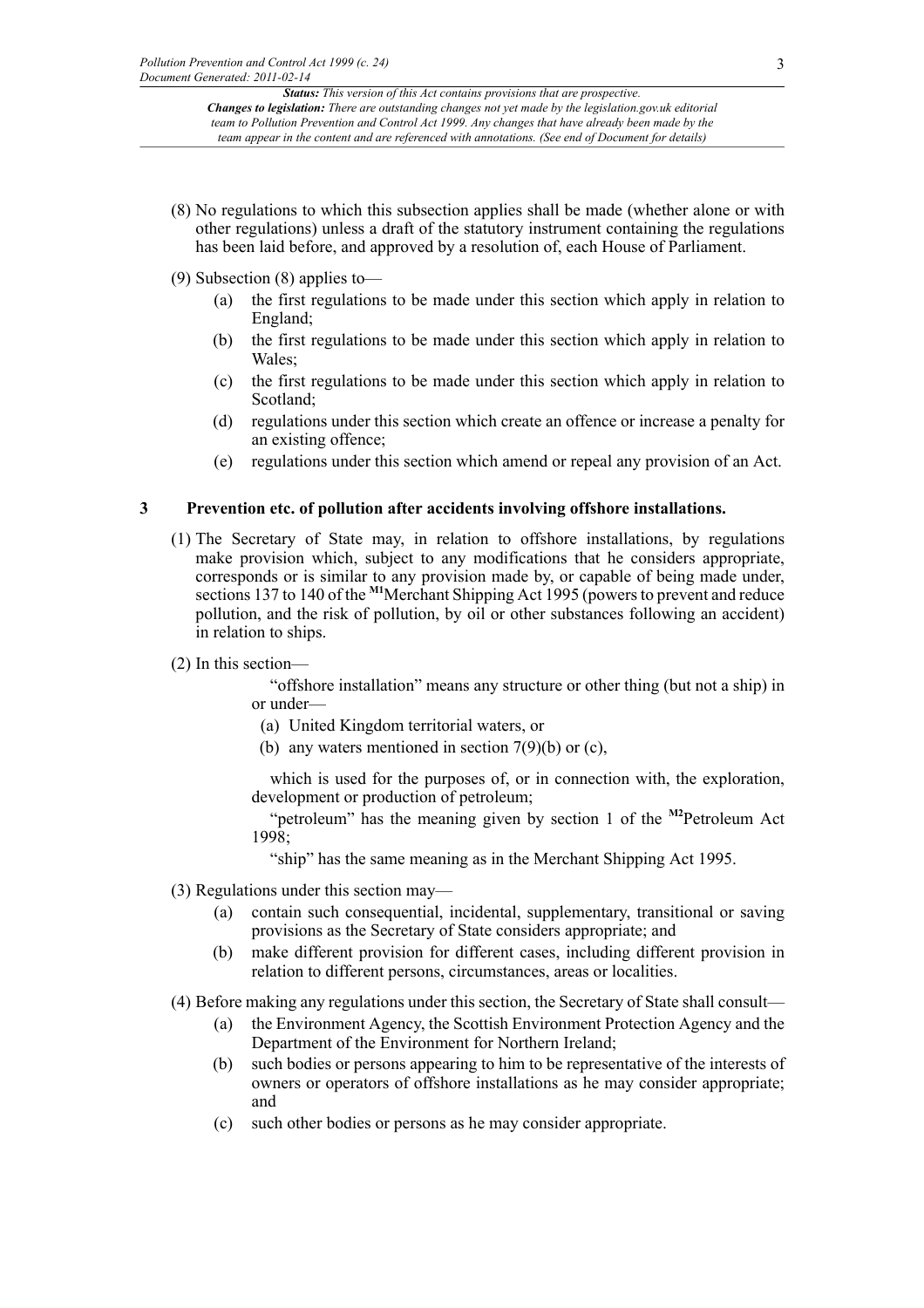(8) No regulations to which this subsection applies shall be made (whether alone or with other regulations) unless a draft of the statutory instrument containing the regulations has been laid before, and approved by a resolution of, each House of Parliament.

(9) Subsection (8) applies to—

- (a) the first regulations to be made under this section which apply in relation to England;
- (b) the first regulations to be made under this section which apply in relation to Wales;
- (c) the first regulations to be made under this section which apply in relation to Scotland;
- (d) regulations under this section which create an offence or increase a penalty for an existing offence;
- (e) regulations under this section which amend or repeal any provision of an Act.

### 3 Prevention etc. of pollution after accidents involving offshore installations.

(1) The Secretary of State may, in relation to offshore installations, by regulations make provision which, subject to any modifications that he considers appropriate, corresponds or is similar to any provision made by, or capable of being made under, sections 137 to 140 of the [M1]Merchant Shipping Act 1995 (powers to prevent and reduce pollution, and the risk of pollution, by oil or other substances following an accident) in relation to ships.

(2) In this section—

"offshore installation" means any structure or other thing (but not a ship) in or under—

- (a) United Kingdom territorial waters, or
- (b) any waters mentioned in section 7(9)(b) or (c),

which is used for the purposes of, or in connection with, the exploration, development or production of petroleum;

"petroleum" has the meaning given by section 1 of the [M2]Petroleum Act 1998;

"ship" has the same meaning as in the Merchant Shipping Act 1995.

(3) Regulations under this section may—

- (a) contain such consequential, incidental, supplementary, transitional or saving provisions as the Secretary of State considers appropriate; and
- (b) make different provision for different cases, including different provision in relation to different persons, circumstances, areas or localities.

(4) Before making any regulations under this section, the Secretary of State shall consult—

- (a) the Environment Agency, the Scottish Environment Protection Agency and the Department of the Environment for Northern Ireland;
- (b) such bodies or persons appearing to him to be representative of the interests of owners or operators of offshore installations as he may consider appropriate; and
- (c) such other bodies or persons as he may consider appropriate.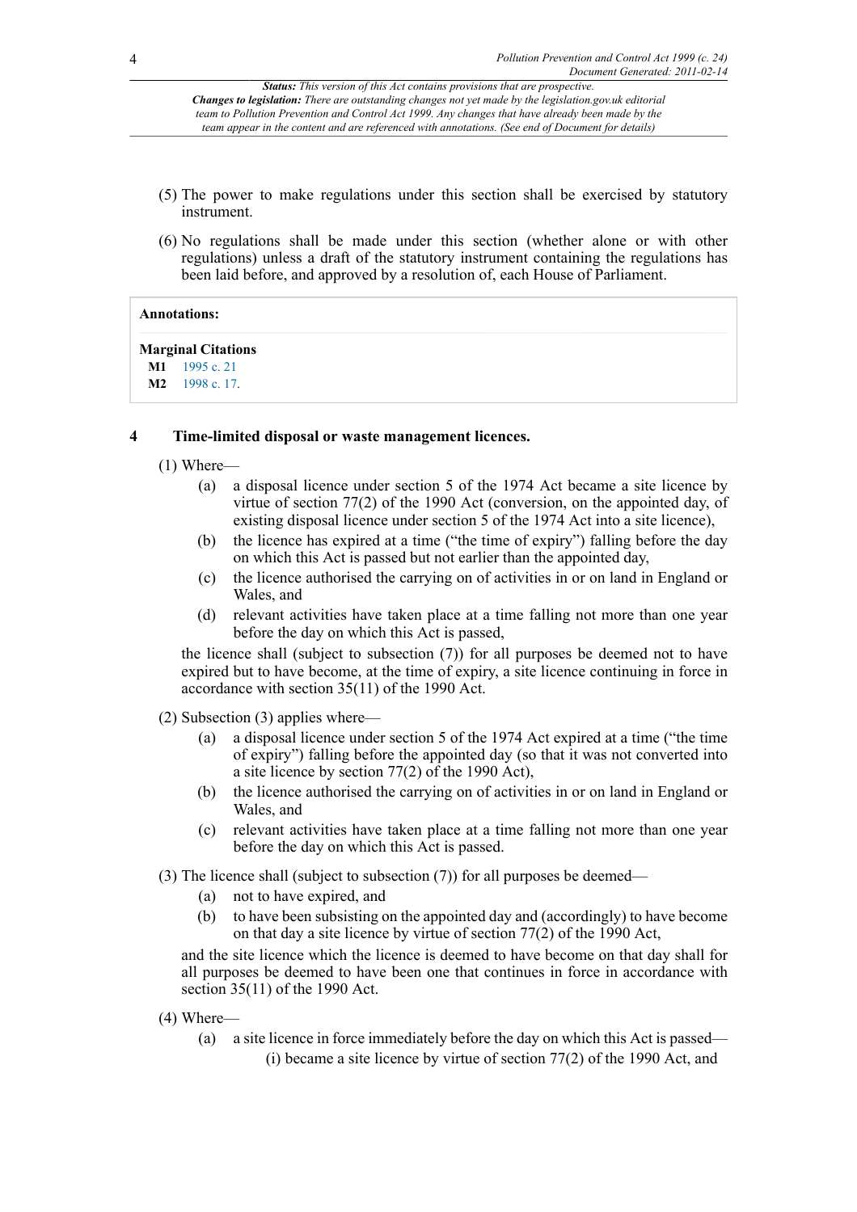(5) The power to make regulations under this section shall be exercised by statutory instrument.

(6) No regulations shall be made under this section (whether alone or with other regulations) unless a draft of the statutory instrument containing the regulations has been laid before, and approved by a resolution of, each House of Parliament.

**Annotations:**

**Marginal Citations**

**M1** 1995 c. 21

**M2** 1998 c. 17.

## 4 Time-limited disposal or waste management licences.

(1) Where—

(a) a disposal licence under section 5 of the 1974 Act became a site licence by virtue of section 77(2) of the 1990 Act (conversion, on the appointed day, of existing disposal licence under section 5 of the 1974 Act into a site licence),

(b) the licence has expired at a time ("the time of expiry") falling before the day on which this Act is passed but not earlier than the appointed day,

(c) the licence authorised the carrying on of activities in or on land in England or Wales, and

(d) relevant activities have taken place at a time falling not more than one year before the day on which this Act is passed,

the licence shall (subject to subsection (7)) for all purposes be deemed not to have expired but to have become, at the time of expiry, a site licence continuing in force in accordance with section 35(11) of the 1990 Act.

(2) Subsection (3) applies where—

(a) a disposal licence under section 5 of the 1974 Act expired at a time ("the time of expiry") falling before the appointed day (so that it was not converted into a site licence by section 77(2) of the 1990 Act),

(b) the licence authorised the carrying on of activities in or on land in England or Wales, and

(c) relevant activities have taken place at a time falling not more than one year before the day on which this Act is passed.

(3) The licence shall (subject to subsection (7)) for all purposes be deemed—

(a) not to have expired, and

(b) to have been subsisting on the appointed day and (accordingly) to have become on that day a site licence by virtue of section 77(2) of the 1990 Act,

and the site licence which the licence is deemed to have become on that day shall for all purposes be deemed to have been one that continues in force in accordance with section 35(11) of the 1990 Act.

(4) Where—

(a) a site licence in force immediately before the day on which this Act is passed—

(i) became a site licence by virtue of section 77(2) of the 1990 Act, and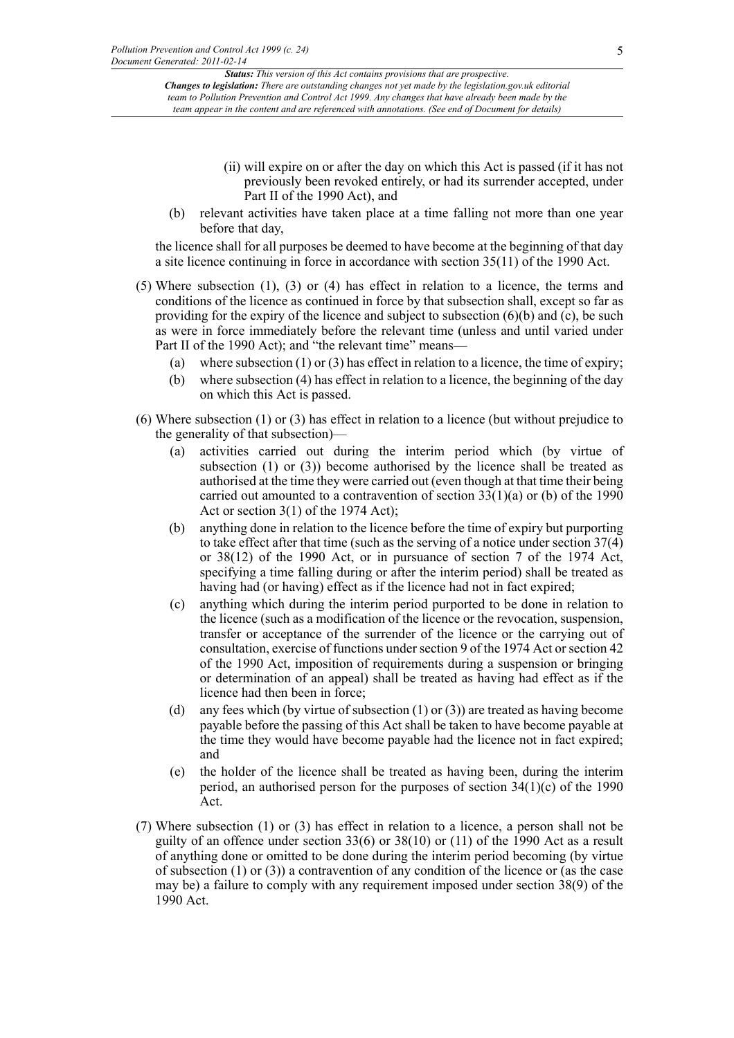(ii) will expire on or after the day on which this Act is passed (if it has not previously been revoked entirely, or had its surrender accepted, under Part II of the 1990 Act), and

(b) relevant activities have taken place at a time falling not more than one year before that day,

the licence shall for all purposes be deemed to have become at the beginning of that day a site licence continuing in force in accordance with section 35(11) of the 1990 Act.

(5) Where subsection (1), (3) or (4) has effect in relation to a licence, the terms and conditions of the licence as continued in force by that subsection shall, except so far as providing for the expiry of the licence and subject to subsection (6)(b) and (c), be such as were in force immediately before the relevant time (unless and until varied under Part II of the 1990 Act); and "the relevant time" means—

(a) where subsection (1) or (3) has effect in relation to a licence, the time of expiry;

(b) where subsection (4) has effect in relation to a licence, the beginning of the day on which this Act is passed.

(6) Where subsection (1) or (3) has effect in relation to a licence (but without prejudice to the generality of that subsection)—

(a) activities carried out during the interim period which (by virtue of subsection (1) or (3)) become authorised by the licence shall be treated as authorised at the time they were carried out (even though at that time their being carried out amounted to a contravention of section 33(1)(a) or (b) of the 1990 Act or section 3(1) of the 1974 Act);

(b) anything done in relation to the licence before the time of expiry but purporting to take effect after that time (such as the serving of a notice under section 37(4) or 38(12) of the 1990 Act, or in pursuance of section 7 of the 1974 Act, specifying a time falling during or after the interim period) shall be treated as having had (or having) effect as if the licence had not in fact expired;

(c) anything which during the interim period purported to be done in relation to the licence (such as a modification of the licence or the revocation, suspension, transfer or acceptance of the surrender of the licence or the carrying out of consultation, exercise of functions under section 9 of the 1974 Act or section 42 of the 1990 Act, imposition of requirements during a suspension or bringing or determination of an appeal) shall be treated as having had effect as if the licence had then been in force;

(d) any fees which (by virtue of subsection (1) or (3)) are treated as having become payable before the passing of this Act shall be taken to have become payable at the time they would have become payable had the licence not in fact expired; and

(e) the holder of the licence shall be treated as having been, during the interim period, an authorised person for the purposes of section 34(1)(c) of the 1990 Act.

(7) Where subsection (1) or (3) has effect in relation to a licence, a person shall not be guilty of an offence under section 33(6) or 38(10) or (11) of the 1990 Act as a result of anything done or omitted to be done during the interim period becoming (by virtue of subsection (1) or (3)) a contravention of any condition of the licence or (as the case may be) a failure to comply with any requirement imposed under section 38(9) of the 1990 Act.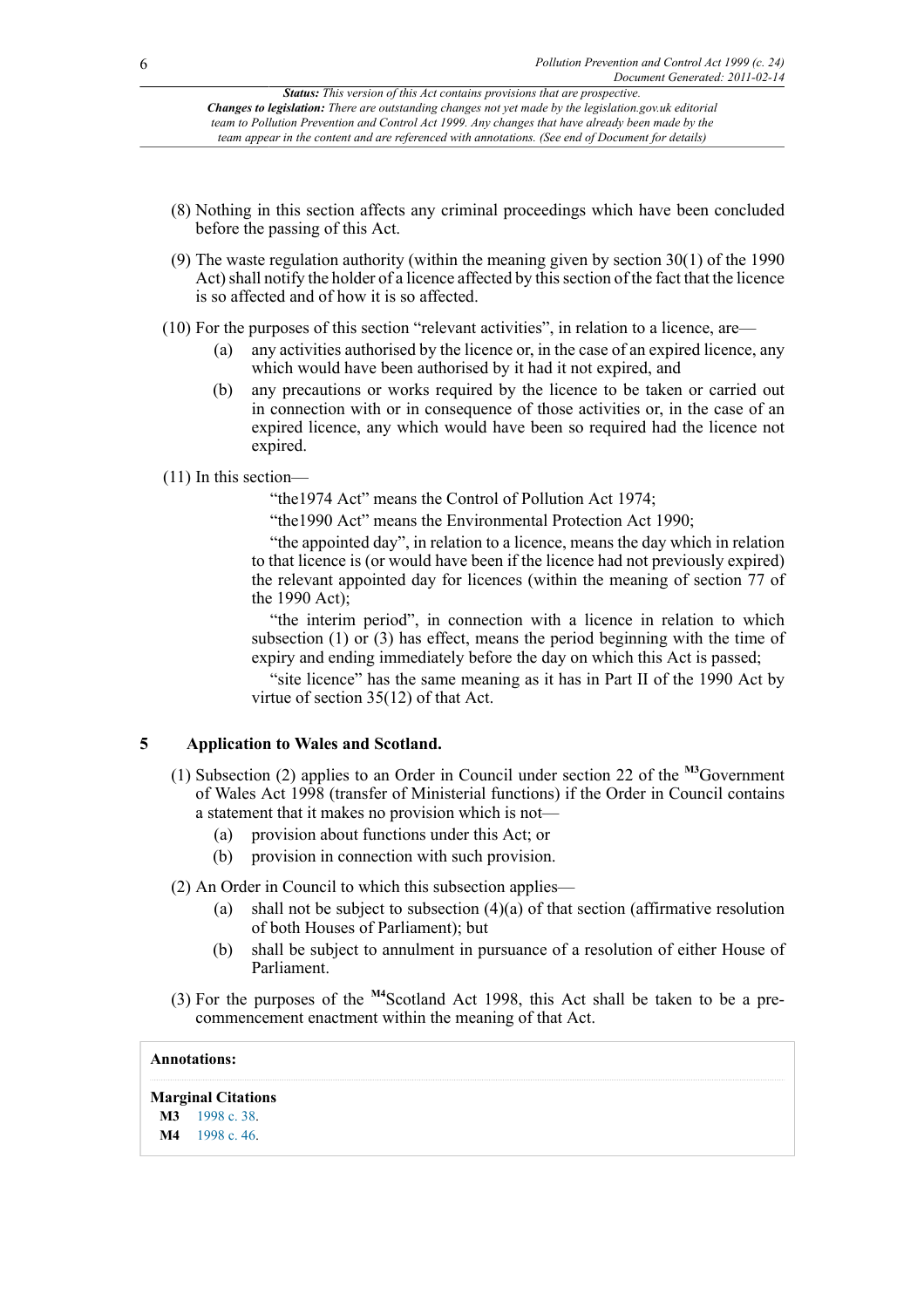(8) Nothing in this section affects any criminal proceedings which have been concluded before the passing of this Act.

(9) The waste regulation authority (within the meaning given by section 30(1) of the 1990 Act) shall notify the holder of a licence affected by this section of the fact that the licence is so affected and of how it is so affected.

(10) For the purposes of this section "relevant activities", in relation to a licence, are—

- (a) any activities authorised by the licence or, in the case of an expired licence, any which would have been authorised by it had it not expired, and
- (b) any precautions or works required by the licence to be taken or carried out in connection with or in consequence of those activities or, in the case of an expired licence, any which would have been so required had the licence not expired.

(11) In this section—

"the1974 Act" means the Control of Pollution Act 1974;

"the1990 Act" means the Environmental Protection Act 1990;

"the appointed day", in relation to a licence, means the day which in relation to that licence is (or would have been if the licence had not previously expired) the relevant appointed day for licences (within the meaning of section 77 of the 1990 Act);

"the interim period", in connection with a licence in relation to which subsection (1) or (3) has effect, means the period beginning with the time of expiry and ending immediately before the day on which this Act is passed;

"site licence" has the same meaning as it has in Part II of the 1990 Act by virtue of section 35(12) of that Act.

## 5 Application to Wales and Scotland.

(1) Subsection (2) applies to an Order in Council under section 22 of the [M3]Government of Wales Act 1998 (transfer of Ministerial functions) if the Order in Council contains a statement that it makes no provision which is not—

- (a) provision about functions under this Act; or
- (b) provision in connection with such provision.

(2) An Order in Council to which this subsection applies—

- (a) shall not be subject to subsection (4)(a) of that section (affirmative resolution of both Houses of Parliament); but
- (b) shall be subject to annulment in pursuance of a resolution of either House of Parliament.

(3) For the purposes of the [M4]Scotland Act 1998, this Act shall be taken to be a pre-commencement enactment within the meaning of that Act.

**Annotations:**

**Marginal Citations**

**M3** 1998 c. 38.

**M4** 1998 c. 46.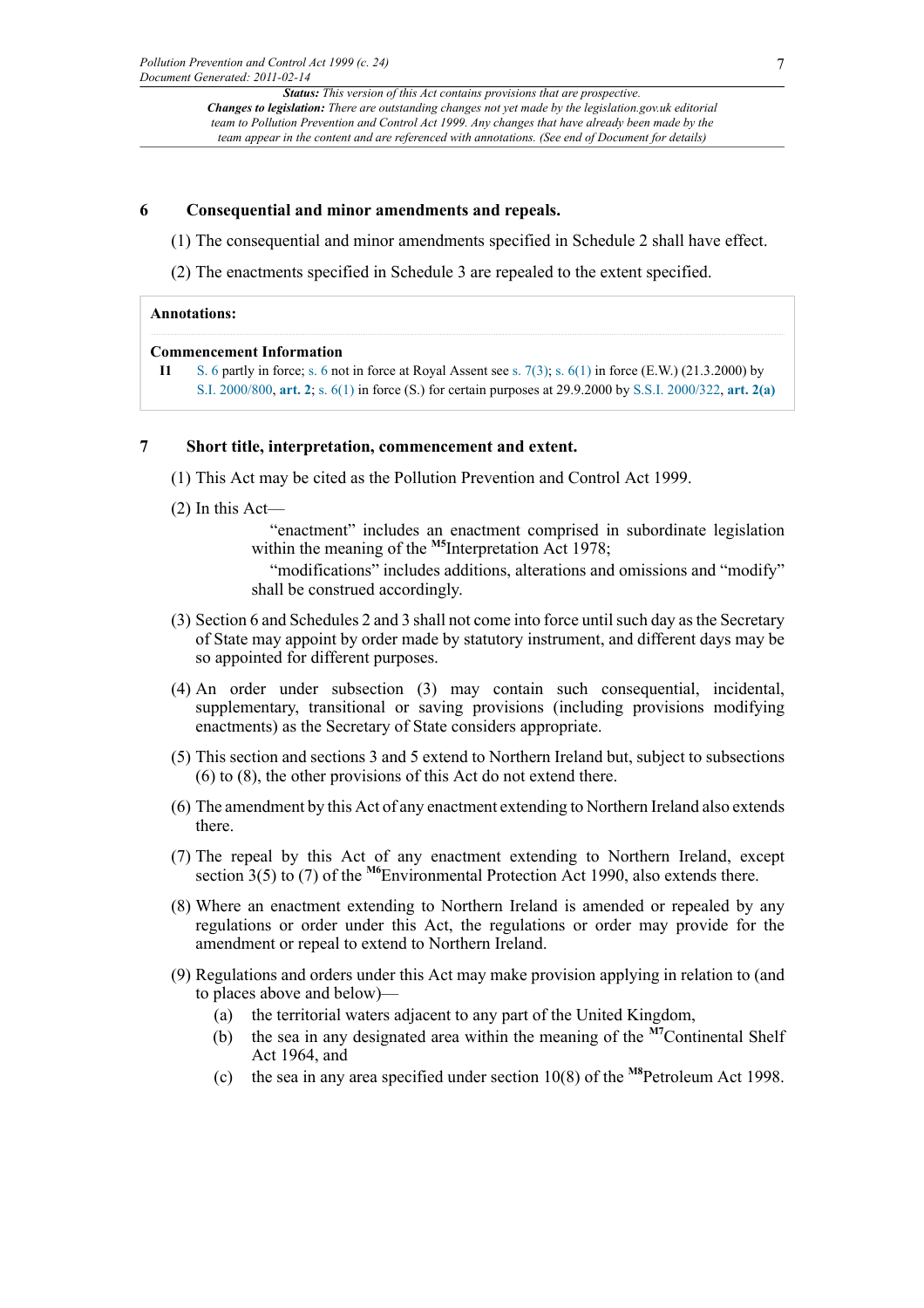## 6 Consequential and minor amendments and repeals.

(1) The consequential and minor amendments specified in Schedule 2 shall have effect.

(2) The enactments specified in Schedule 3 are repealed to the extent specified.

> **Annotations:**
>
> **Commencement Information**
>
> **I1** S. 6 partly in force; s. 6 not in force at Royal Assent see s. 7(3); s. 6(1) in force (E.W.) (21.3.2000) by S.I. 2000/800, **art. 2**; s. 6(1) in force (S.) for certain purposes at 29.9.2000 by S.S.I. 2000/322, **art. 2(a)**

## 7 Short title, interpretation, commencement and extent.

(1) This Act may be cited as the Pollution Prevention and Control Act 1999.

(2) In this Act—

"enactment" includes an enactment comprised in subordinate legislation within the meaning of the [M5]Interpretation Act 1978;

"modifications" includes additions, alterations and omissions and "modify" shall be construed accordingly.

(3) Section 6 and Schedules 2 and 3 shall not come into force until such day as the Secretary of State may appoint by order made by statutory instrument, and different days may be so appointed for different purposes.

(4) An order under subsection (3) may contain such consequential, incidental, supplementary, transitional or saving provisions (including provisions modifying enactments) as the Secretary of State considers appropriate.

(5) This section and sections 3 and 5 extend to Northern Ireland but, subject to subsections (6) to (8), the other provisions of this Act do not extend there.

(6) The amendment by this Act of any enactment extending to Northern Ireland also extends there.

(7) The repeal by this Act of any enactment extending to Northern Ireland, except section 3(5) to (7) of the [M6]Environmental Protection Act 1990, also extends there.

(8) Where an enactment extending to Northern Ireland is amended or repealed by any regulations or order under this Act, the regulations or order may provide for the amendment or repeal to extend to Northern Ireland.

(9) Regulations and orders under this Act may make provision applying in relation to (and to places above and below)—

(a) the territorial waters adjacent to any part of the United Kingdom,

(b) the sea in any designated area within the meaning of the [M7]Continental Shelf Act 1964, and

(c) the sea in any area specified under section 10(8) of the [M8]Petroleum Act 1998.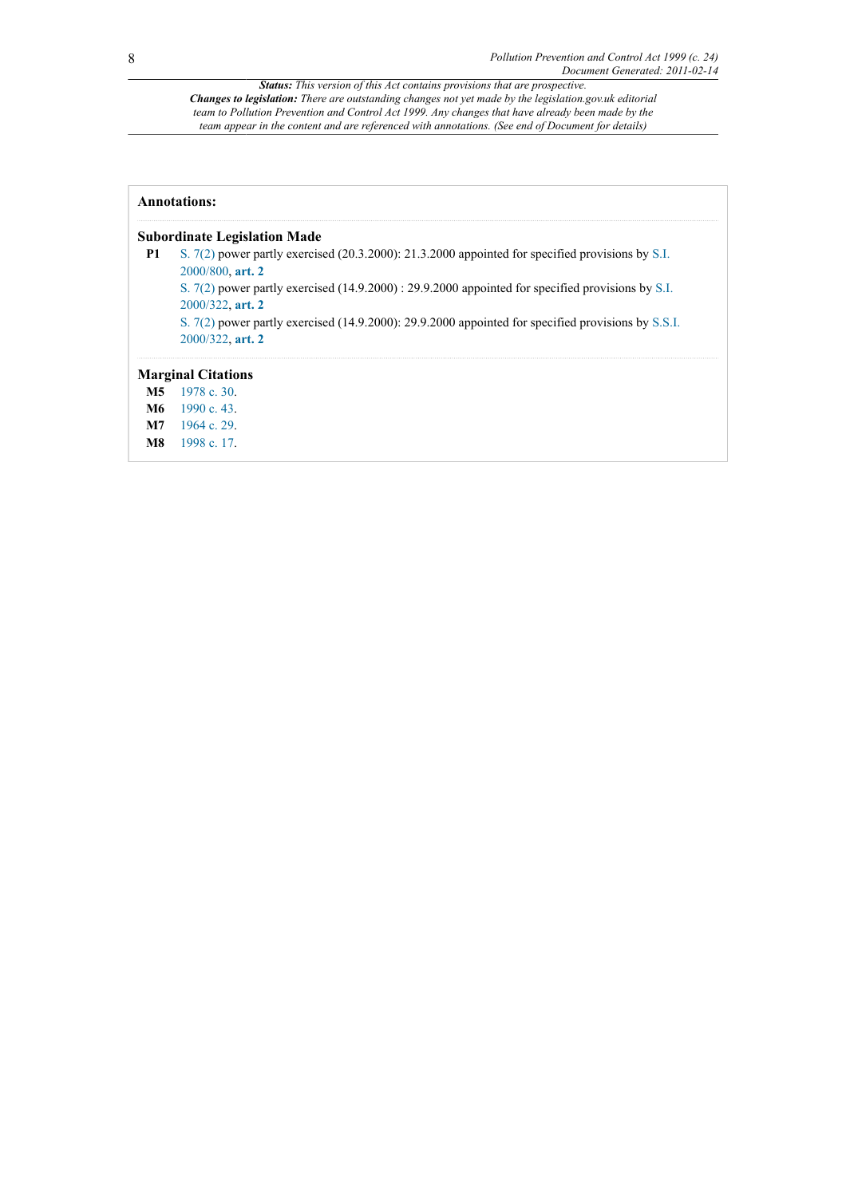**Annotations:**

**Subordinate Legislation Made**

**P1** S. 7(2) power partly exercised (20.3.2000): 21.3.2000 appointed for specified provisions by S.I. 2000/800, **art. 2**

S. 7(2) power partly exercised (14.9.2000) : 29.9.2000 appointed for specified provisions by S.I. 2000/322, **art. 2**

S. 7(2) power partly exercised (14.9.2000): 29.9.2000 appointed for specified provisions by S.S.I. 2000/322, **art. 2**

**Marginal Citations**

**M5** 1978 c. 30.

**M6** 1990 c. 43.

**M7** 1964 c. 29.

**M8** 1998 c. 17.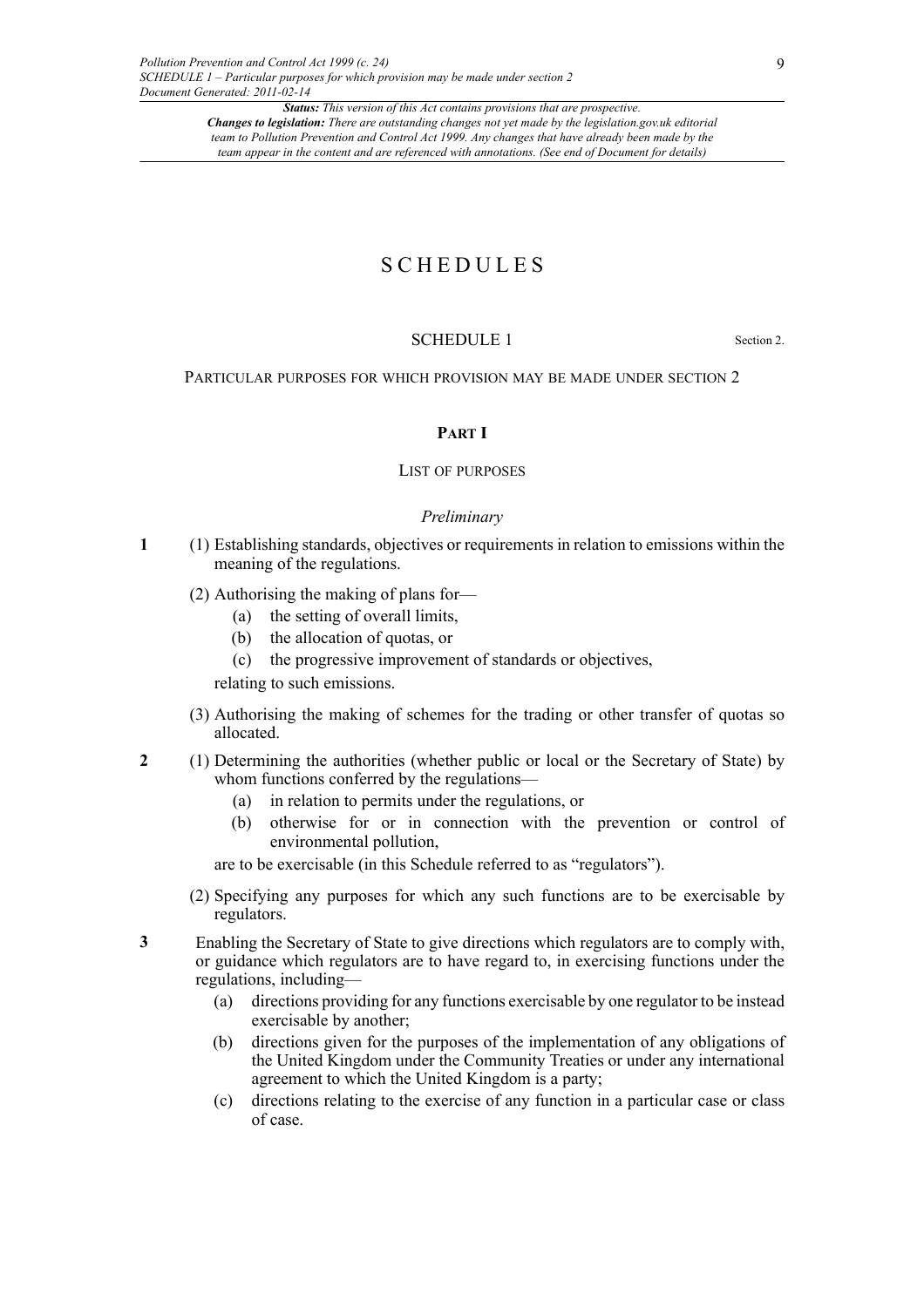# SCHEDULES

## SCHEDULE 1

Section 2.

PARTICULAR PURPOSES FOR WHICH PROVISION MAY BE MADE UNDER SECTION 2

### PART I

LIST OF PURPOSES

*Preliminary*

**1** (1) Establishing standards, objectives or requirements in relation to emissions within the meaning of the regulations.

(2) Authorising the making of plans for—

(a) the setting of overall limits,

(b) the allocation of quotas, or

(c) the progressive improvement of standards or objectives,

relating to such emissions.

(3) Authorising the making of schemes for the trading or other transfer of quotas so allocated.

**2** (1) Determining the authorities (whether public or local or the Secretary of State) by whom functions conferred by the regulations—

(a) in relation to permits under the regulations, or

(b) otherwise for or in connection with the prevention or control of environmental pollution,

are to be exercisable (in this Schedule referred to as "regulators").

(2) Specifying any purposes for which any such functions are to be exercisable by regulators.

**3** Enabling the Secretary of State to give directions which regulators are to comply with, or guidance which regulators are to have regard to, in exercising functions under the regulations, including—

(a) directions providing for any functions exercisable by one regulator to be instead exercisable by another;

(b) directions given for the purposes of the implementation of any obligations of the United Kingdom under the Community Treaties or under any international agreement to which the United Kingdom is a party;

(c) directions relating to the exercise of any function in a particular case or class of case.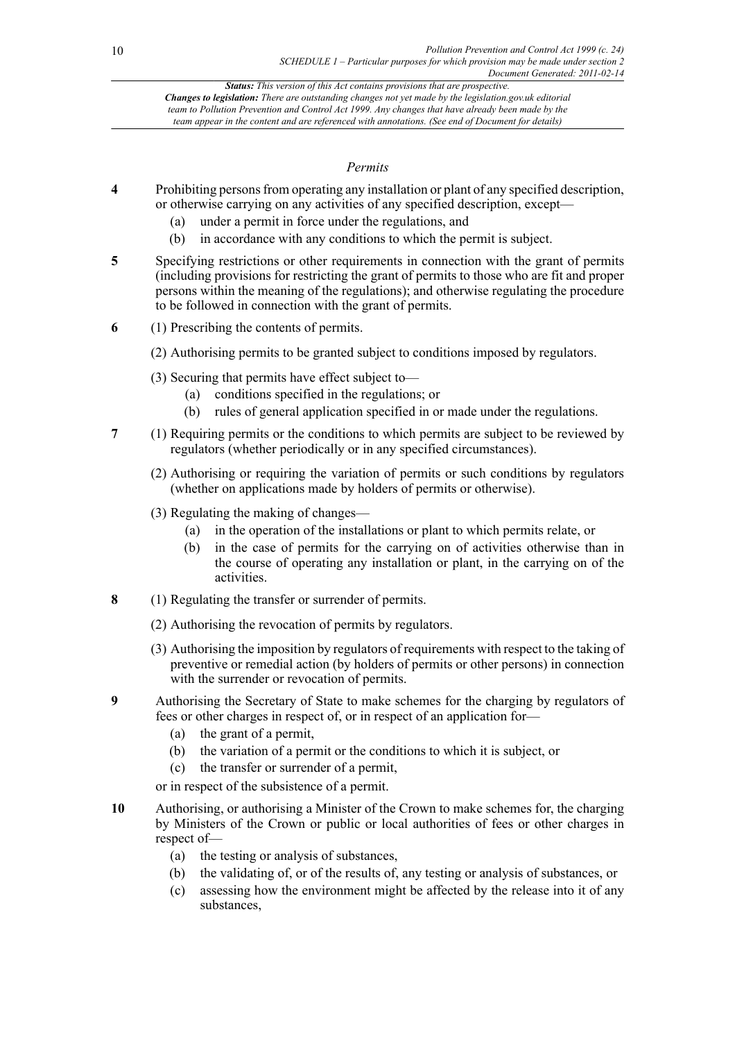*Permits*

**4** Prohibiting persons from operating any installation or plant of any specified description, or otherwise carrying on any activities of any specified description, except—

(a) under a permit in force under the regulations, and

(b) in accordance with any conditions to which the permit is subject.

**5** Specifying restrictions or other requirements in connection with the grant of permits (including provisions for restricting the grant of permits to those who are fit and proper persons within the meaning of the regulations); and otherwise regulating the procedure to be followed in connection with the grant of permits.

**6** (1) Prescribing the contents of permits.

(2) Authorising permits to be granted subject to conditions imposed by regulators.

(3) Securing that permits have effect subject to—

(a) conditions specified in the regulations; or

(b) rules of general application specified in or made under the regulations.

**7** (1) Requiring permits or the conditions to which permits are subject to be reviewed by regulators (whether periodically or in any specified circumstances).

(2) Authorising or requiring the variation of permits or such conditions by regulators (whether on applications made by holders of permits or otherwise).

(3) Regulating the making of changes—

(a) in the operation of the installations or plant to which permits relate, or

(b) in the case of permits for the carrying on of activities otherwise than in the course of operating any installation or plant, in the carrying on of the activities.

**8** (1) Regulating the transfer or surrender of permits.

(2) Authorising the revocation of permits by regulators.

(3) Authorising the imposition by regulators of requirements with respect to the taking of preventive or remedial action (by holders of permits or other persons) in connection with the surrender or revocation of permits.

**9** Authorising the Secretary of State to make schemes for the charging by regulators of fees or other charges in respect of, or in respect of an application for—

(a) the grant of a permit,

(b) the variation of a permit or the conditions to which it is subject, or

(c) the transfer or surrender of a permit,

or in respect of the subsistence of a permit.

**10** Authorising, or authorising a Minister of the Crown to make schemes for, the charging by Ministers of the Crown or public or local authorities of fees or other charges in respect of—

(a) the testing or analysis of substances,

(b) the validating of, or of the results of, any testing or analysis of substances, or

(c) assessing how the environment might be affected by the release into it of any substances,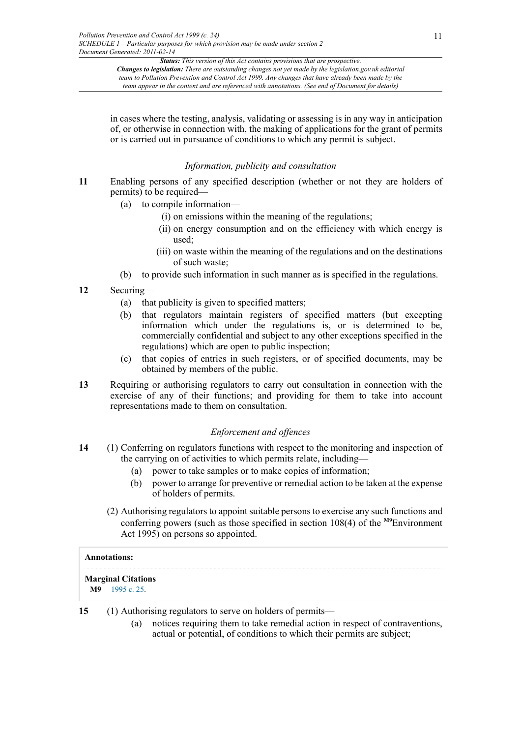in cases where the testing, analysis, validating or assessing is in any way in anticipation of, or otherwise in connection with, the making of applications for the grant of permits or is carried out in pursuance of conditions to which any permit is subject.

### *Information, publicity and consultation*

**11** Enabling persons of any specified description (whether or not they are holders of permits) to be required—

(a) to compile information—

(i) on emissions within the meaning of the regulations;

(ii) on energy consumption and on the efficiency with which energy is used;

(iii) on waste within the meaning of the regulations and on the destinations of such waste;

(b) to provide such information in such manner as is specified in the regulations.

**12** Securing—

(a) that publicity is given to specified matters;

(b) that regulators maintain registers of specified matters (but excepting information which under the regulations is, or is determined to be, commercially confidential and subject to any other exceptions specified in the regulations) which are open to public inspection;

(c) that copies of entries in such registers, or of specified documents, may be obtained by members of the public.

**13** Requiring or authorising regulators to carry out consultation in connection with the exercise of any of their functions; and providing for them to take into account representations made to them on consultation.

### *Enforcement and offences*

**14** (1) Conferring on regulators functions with respect to the monitoring and inspection of the carrying on of activities to which permits relate, including—

(a) power to take samples or to make copies of information;

(b) power to arrange for preventive or remedial action to be taken at the expense of holders of permits.

(2) Authorising regulators to appoint suitable persons to exercise any such functions and conferring powers (such as those specified in section 108(4) of the [M9]Environment Act 1995) on persons so appointed.

**Annotations:**

**Marginal Citations**

**M9** 1995 c. 25.

**15** (1) Authorising regulators to serve on holders of permits—

(a) notices requiring them to take remedial action in respect of contraventions, actual or potential, of conditions to which their permits are subject;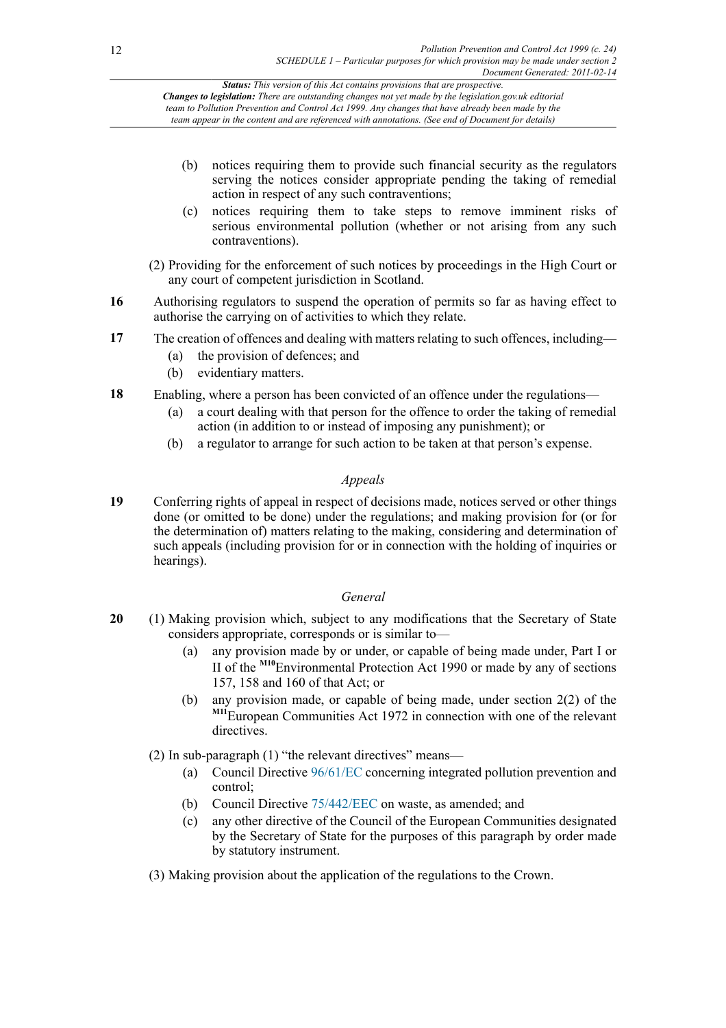- (b) notices requiring them to provide such financial security as the regulators serving the notices consider appropriate pending the taking of remedial action in respect of any such contraventions;
- (c) notices requiring them to take steps to remove imminent risks of serious environmental pollution (whether or not arising from any such contraventions).

(2) Providing for the enforcement of such notices by proceedings in the High Court or any court of competent jurisdiction in Scotland.

**16** Authorising regulators to suspend the operation of permits so far as having effect to authorise the carrying on of activities to which they relate.

**17** The creation of offences and dealing with matters relating to such offences, including—

- (a) the provision of defences; and
- (b) evidentiary matters.

**18** Enabling, where a person has been convicted of an offence under the regulations—

- (a) a court dealing with that person for the offence to order the taking of remedial action (in addition to or instead of imposing any punishment); or
- (b) a regulator to arrange for such action to be taken at that person's expense.

*Appeals*

**19** Conferring rights of appeal in respect of decisions made, notices served or other things done (or omitted to be done) under the regulations; and making provision for (or for the determination of) matters relating to the making, considering and determination of such appeals (including provision for or in connection with the holding of inquiries or hearings).

*General*

**20** (1) Making provision which, subject to any modifications that the Secretary of State considers appropriate, corresponds or is similar to—

- (a) any provision made by or under, or capable of being made under, Part I or II of the [M10]Environmental Protection Act 1990 or made by any of sections 157, 158 and 160 of that Act; or
- (b) any provision made, or capable of being made, under section 2(2) of the [M11]European Communities Act 1972 in connection with one of the relevant directives.

(2) In sub-paragraph (1) "the relevant directives" means—

- (a) Council Directive 96/61/EC concerning integrated pollution prevention and control;
- (b) Council Directive 75/442/EEC on waste, as amended; and
- (c) any other directive of the Council of the European Communities designated by the Secretary of State for the purposes of this paragraph by order made by statutory instrument.

(3) Making provision about the application of the regulations to the Crown.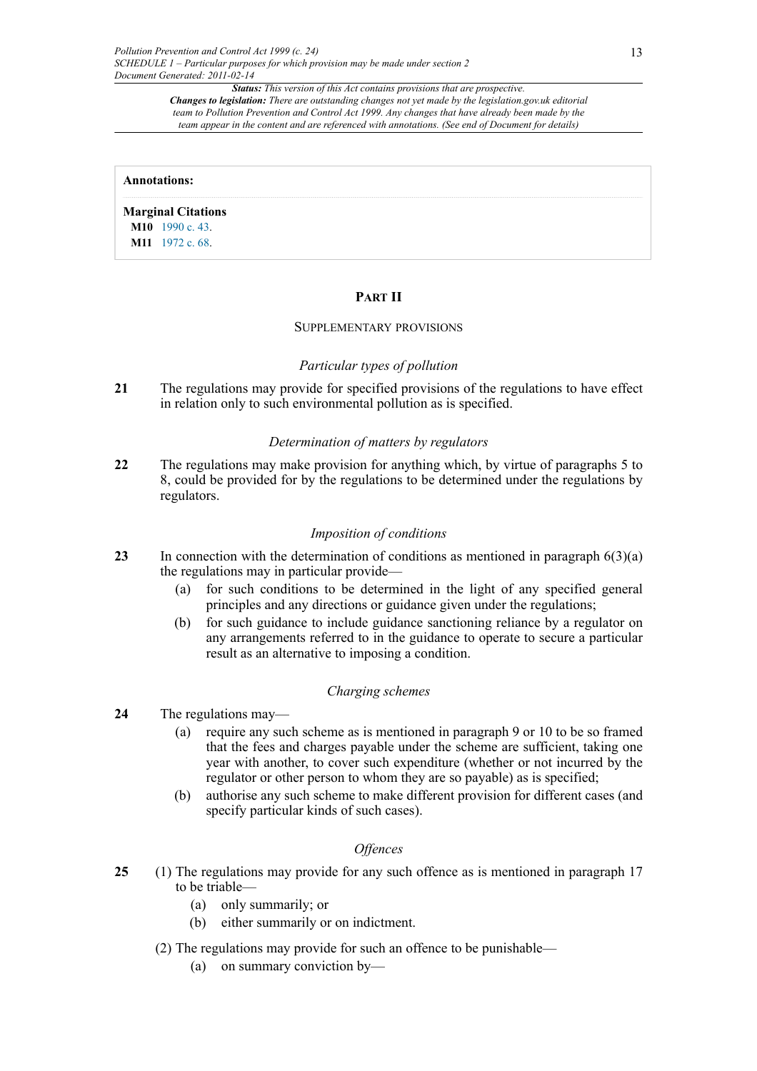**Annotations:**

**Marginal Citations**

**M10** 1990 c. 43.

**M11** 1972 c. 68.

## PART II

### SUPPLEMENTARY PROVISIONS

*Particular types of pollution*

**21** The regulations may provide for specified provisions of the regulations to have effect in relation only to such environmental pollution as is specified.

*Determination of matters by regulators*

**22** The regulations may make provision for anything which, by virtue of paragraphs 5 to 8, could be provided for by the regulations to be determined under the regulations by regulators.

*Imposition of conditions*

**23** In connection with the determination of conditions as mentioned in paragraph 6(3)(a) the regulations may in particular provide—

(a) for such conditions to be determined in the light of any specified general principles and any directions or guidance given under the regulations;

(b) for such guidance to include guidance sanctioning reliance by a regulator on any arrangements referred to in the guidance to operate to secure a particular result as an alternative to imposing a condition.

*Charging schemes*

**24** The regulations may—

(a) require any such scheme as is mentioned in paragraph 9 or 10 to be so framed that the fees and charges payable under the scheme are sufficient, taking one year with another, to cover such expenditure (whether or not incurred by the regulator or other person to whom they are so payable) as is specified;

(b) authorise any such scheme to make different provision for different cases (and specify particular kinds of such cases).

*Offences*

**25** (1) The regulations may provide for any such offence as is mentioned in paragraph 17 to be triable—

(a) only summarily; or

(b) either summarily or on indictment.

(2) The regulations may provide for such an offence to be punishable—

(a) on summary conviction by—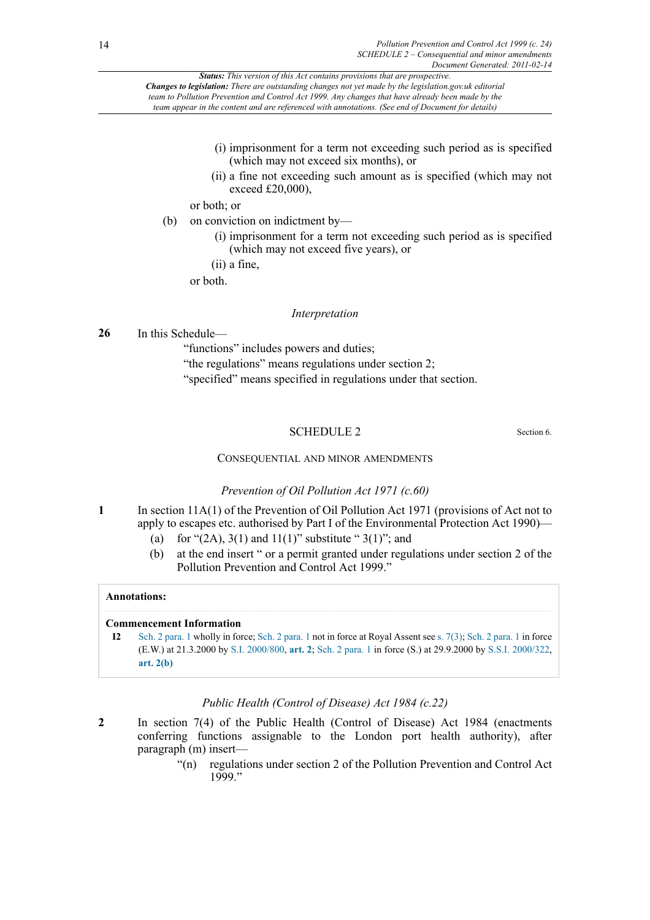(i) imprisonment for a term not exceeding such period as is specified (which may not exceed six months), or

(ii) a fine not exceeding such amount as is specified (which may not exceed £20,000),

or both; or

(b) on conviction on indictment by—

(i) imprisonment for a term not exceeding such period as is specified (which may not exceed five years), or

(ii) a fine,

or both.

*Interpretation*

**26** In this Schedule—

"functions" includes powers and duties;

"the regulations" means regulations under section 2;

"specified" means specified in regulations under that section.

## SCHEDULE 2

Section 6.

### CONSEQUENTIAL AND MINOR AMENDMENTS

*Prevention of Oil Pollution Act 1971 (c.60)*

**1** In section 11A(1) of the Prevention of Oil Pollution Act 1971 (provisions of Act not to apply to escapes etc. authorised by Part I of the Environmental Protection Act 1990)—

(a) for "(2A), 3(1) and 11(1)" substitute " 3(1)"; and

(b) at the end insert " or a permit granted under regulations under section 2 of the Pollution Prevention and Control Act 1999."

**Annotations:**

**Commencement Information**

**I2** Sch. 2 para. 1 wholly in force; Sch. 2 para. 1 not in force at Royal Assent see s. 7(3); Sch. 2 para. 1 in force (E.W.) at 21.3.2000 by S.I. 2000/800, **art. 2**; Sch. 2 para. 1 in force (S.) at 29.9.2000 by S.S.I. 2000/322, **art. 2(b)**

*Public Health (Control of Disease) Act 1984 (c.22)*

**2** In section 7(4) of the Public Health (Control of Disease) Act 1984 (enactments conferring functions assignable to the London port health authority), after paragraph (m) insert—

"(n) regulations under section 2 of the Pollution Prevention and Control Act 1999."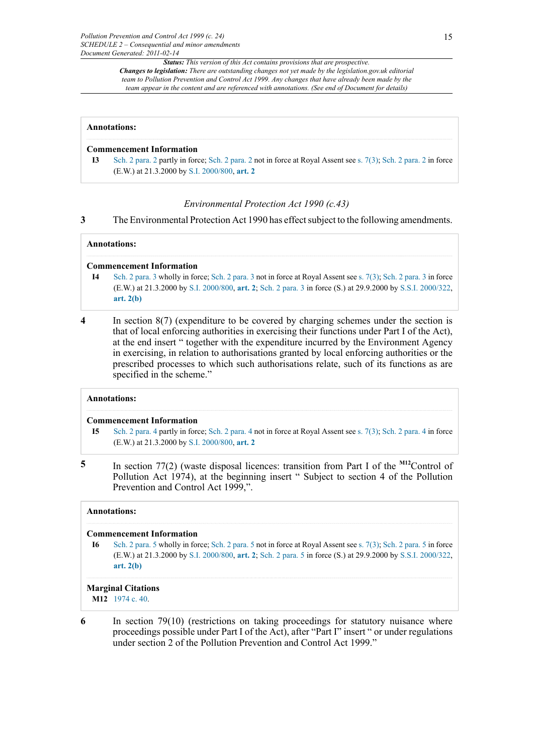**Annotations:**

**Commencement Information**

**I3** Sch. 2 para. 2 partly in force; Sch. 2 para. 2 not in force at Royal Assent see s. 7(3); Sch. 2 para. 2 in force (E.W.) at 21.3.2000 by S.I. 2000/800, **art. 2**

*Environmental Protection Act 1990 (c.43)*

**3** The Environmental Protection Act 1990 has effect subject to the following amendments.

**Annotations:**

**Commencement Information**

**I4** Sch. 2 para. 3 wholly in force; Sch. 2 para. 3 not in force at Royal Assent see s. 7(3); Sch. 2 para. 3 in force (E.W.) at 21.3.2000 by S.I. 2000/800, **art. 2**; Sch. 2 para. 3 in force (S.) at 29.9.2000 by S.S.I. 2000/322, **art. 2(b)**

**4** In section 8(7) (expenditure to be covered by charging schemes under the section is that of local enforcing authorities in exercising their functions under Part I of the Act), at the end insert " together with the expenditure incurred by the Environment Agency in exercising, in relation to authorisations granted by local enforcing authorities or the prescribed processes to which such authorisations relate, such of its functions as are specified in the scheme."

**Annotations:**

**Commencement Information**

**I5** Sch. 2 para. 4 partly in force; Sch. 2 para. 4 not in force at Royal Assent see s. 7(3); Sch. 2 para. 4 in force (E.W.) at 21.3.2000 by S.I. 2000/800, **art. 2**

**5** In section 77(2) (waste disposal licences: transition from Part I of the [M12]Control of Pollution Act 1974), at the beginning insert " Subject to section 4 of the Pollution Prevention and Control Act 1999,".

**Annotations:**

**Commencement Information**

**I6** Sch. 2 para. 5 wholly in force; Sch. 2 para. 5 not in force at Royal Assent see s. 7(3); Sch. 2 para. 5 in force (E.W.) at 21.3.2000 by S.I. 2000/800, **art. 2**; Sch. 2 para. 5 in force (S.) at 29.9.2000 by S.S.I. 2000/322, **art. 2(b)**

**Marginal Citations**

**M12** 1974 c. 40.

**6** In section 79(10) (restrictions on taking proceedings for statutory nuisance where proceedings possible under Part I of the Act), after "Part I" insert " or under regulations under section 2 of the Pollution Prevention and Control Act 1999."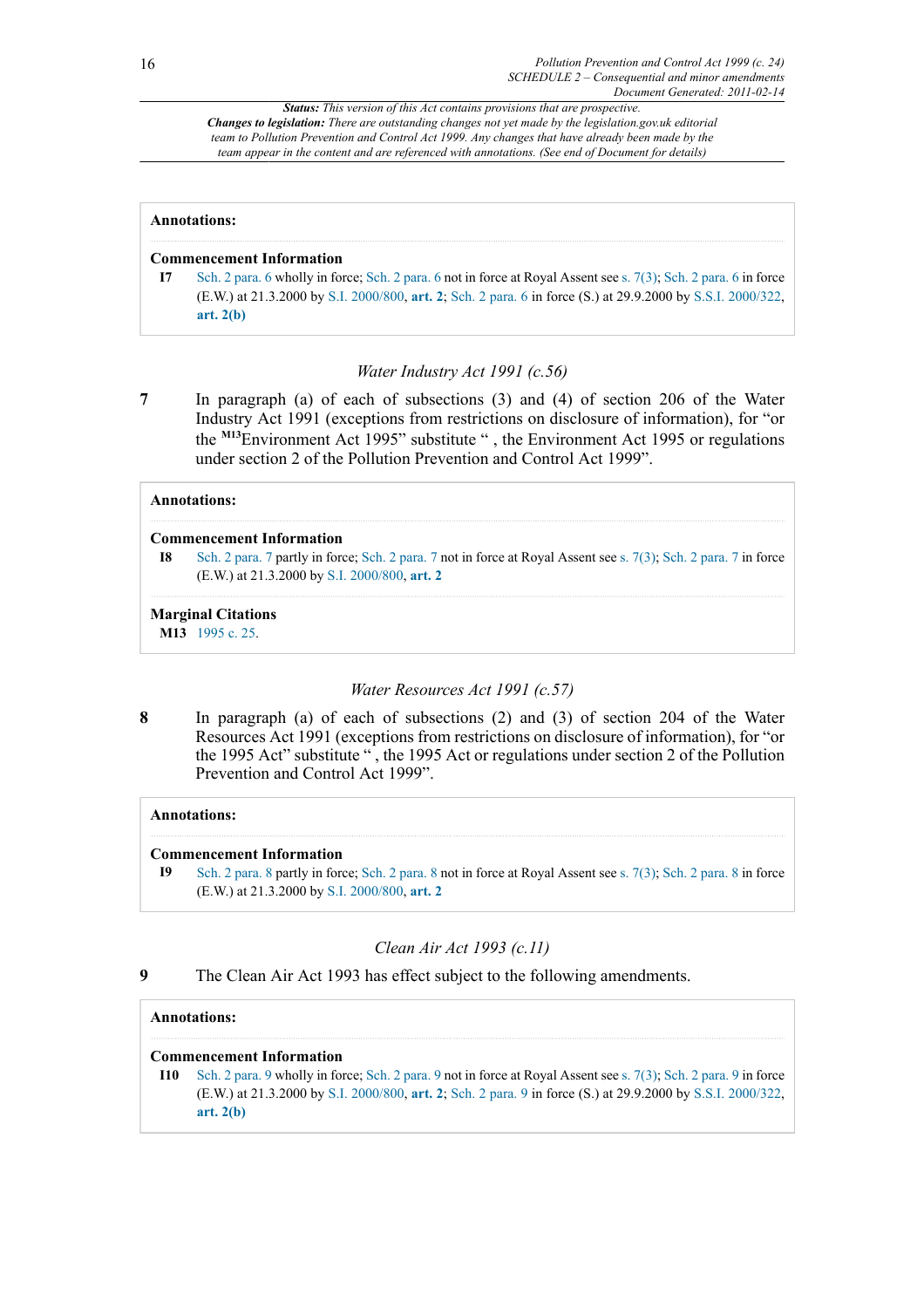**Status:** *This version of this Act contains provisions that are prospective.*
**Changes to legislation:** *There are outstanding changes not yet made by the legislation.gov.uk editorial team to Pollution Prevention and Control Act 1999. Any changes that have already been made by the team appear in the content and are referenced with annotations. (See end of Document for details)*

**Annotations:**

**Commencement Information**

**I7** Sch. 2 para. 6 wholly in force; Sch. 2 para. 6 not in force at Royal Assent see s. 7(3); Sch. 2 para. 6 in force (E.W.) at 21.3.2000 by S.I. 2000/800, **art. 2**; Sch. 2 para. 6 in force (S.) at 29.9.2000 by S.S.I. 2000/322, **art. 2(b)**

*Water Industry Act 1991 (c.56)*

**7** In paragraph (a) of each of subsections (3) and (4) of section 206 of the Water Industry Act 1991 (exceptions from restrictions on disclosure of information), for "or the [M13]Environment Act 1995" substitute " , the Environment Act 1995 or regulations under section 2 of the Pollution Prevention and Control Act 1999".

**Annotations:**

**Commencement Information**

**I8** Sch. 2 para. 7 partly in force; Sch. 2 para. 7 not in force at Royal Assent see s. 7(3); Sch. 2 para. 7 in force (E.W.) at 21.3.2000 by S.I. 2000/800, **art. 2**

**Marginal Citations**

**M13** 1995 c. 25.

*Water Resources Act 1991 (c.57)*

**8** In paragraph (a) of each of subsections (2) and (3) of section 204 of the Water Resources Act 1991 (exceptions from restrictions on disclosure of information), for "or the 1995 Act" substitute " , the 1995 Act or regulations under section 2 of the Pollution Prevention and Control Act 1999".

**Annotations:**

**Commencement Information**

**I9** Sch. 2 para. 8 partly in force; Sch. 2 para. 8 not in force at Royal Assent see s. 7(3); Sch. 2 para. 8 in force (E.W.) at 21.3.2000 by S.I. 2000/800, **art. 2**

*Clean Air Act 1993 (c.11)*

**9** The Clean Air Act 1993 has effect subject to the following amendments.

**Annotations:**

**Commencement Information**

**I10** Sch. 2 para. 9 wholly in force; Sch. 2 para. 9 not in force at Royal Assent see s. 7(3); Sch. 2 para. 9 in force (E.W.) at 21.3.2000 by S.I. 2000/800, **art. 2**; Sch. 2 para. 9 in force (S.) at 29.9.2000 by S.S.I. 2000/322, **art. 2(b)**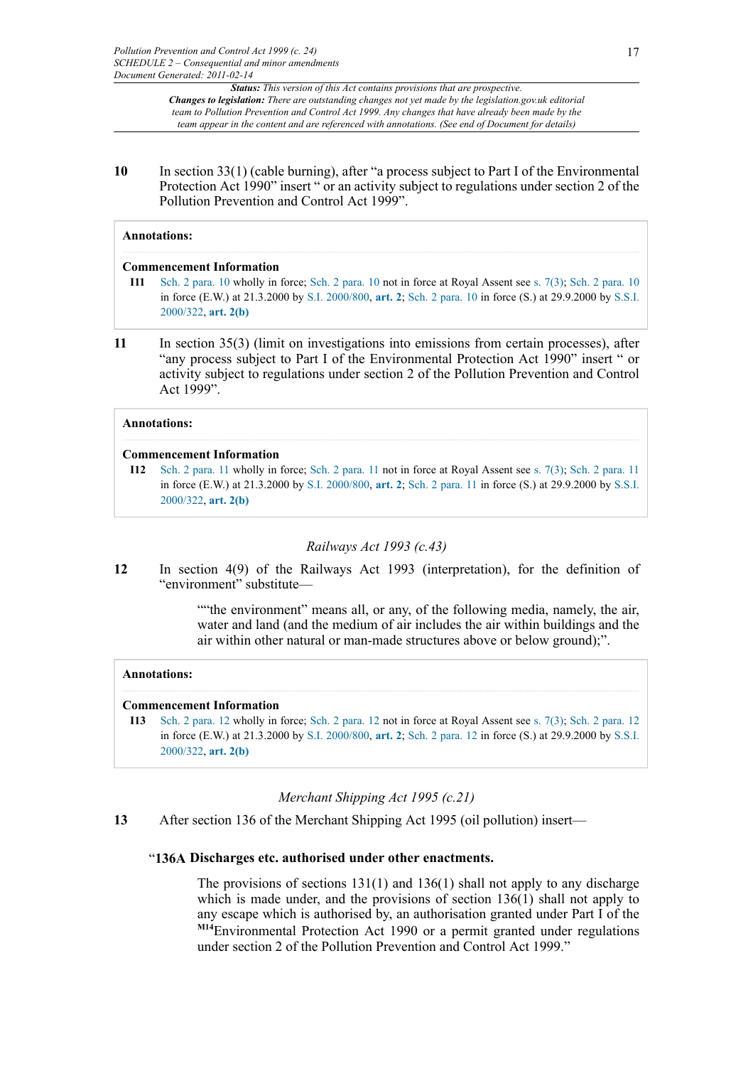**10** In section 33(1) (cable burning), after "a process subject to Part I of the Environmental Protection Act 1990" insert " or an activity subject to regulations under section 2 of the Pollution Prevention and Control Act 1999".

**Annotations:**

**Commencement Information**

I11 Sch. 2 para. 10 wholly in force; Sch. 2 para. 10 not in force at Royal Assent see s. 7(3); Sch. 2 para. 10 in force (E.W.) at 21.3.2000 by S.I. 2000/800, **art. 2**; Sch. 2 para. 10 in force (S.) at 29.9.2000 by S.S.I. 2000/322, **art. 2(b)**

**11** In section 35(3) (limit on investigations into emissions from certain processes), after "any process subject to Part I of the Environmental Protection Act 1990" insert " or activity subject to regulations under section 2 of the Pollution Prevention and Control Act 1999".

**Annotations:**

**Commencement Information**

I12 Sch. 2 para. 11 wholly in force; Sch. 2 para. 11 not in force at Royal Assent see s. 7(3); Sch. 2 para. 11 in force (E.W.) at 21.3.2000 by S.I. 2000/800, **art. 2**; Sch. 2 para. 11 in force (S.) at 29.9.2000 by S.S.I. 2000/322, **art. 2(b)**

*Railways Act 1993 (c.43)*

**12** In section 4(9) of the Railways Act 1993 (interpretation), for the definition of "environment" substitute—

> ""the environment" means all, or any, of the following media, namely, the air, water and land (and the medium of air includes the air within buildings and the air within other natural or man-made structures above or below ground);".

**Annotations:**

**Commencement Information**

I13 Sch. 2 para. 12 wholly in force; Sch. 2 para. 12 not in force at Royal Assent see s. 7(3); Sch. 2 para. 12 in force (E.W.) at 21.3.2000 by S.I. 2000/800, **art. 2**; Sch. 2 para. 12 in force (S.) at 29.9.2000 by S.S.I. 2000/322, **art. 2(b)**

*Merchant Shipping Act 1995 (c.21)*

**13** After section 136 of the Merchant Shipping Act 1995 (oil pollution) insert—

"**136A Discharges etc. authorised under other enactments.**

> The provisions of sections 131(1) and 136(1) shall not apply to any discharge which is made under, and the provisions of section 136(1) shall not apply to any escape which is authorised by, an authorisation granted under Part I of the [M14]Environmental Protection Act 1990 or a permit granted under regulations under section 2 of the Pollution Prevention and Control Act 1999."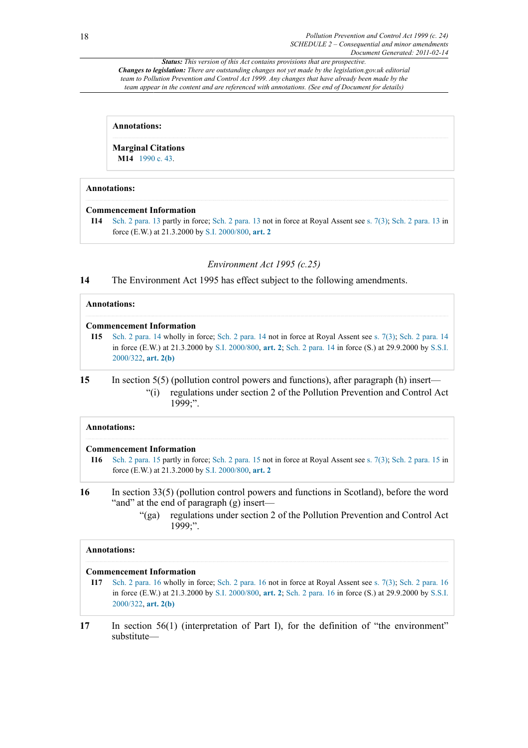**Status:** *This version of this Act contains provisions that are prospective.*
***Changes to legislation:*** *There are outstanding changes not yet made by the legislation.gov.uk editorial team to Pollution Prevention and Control Act 1999. Any changes that have already been made by the team appear in the content and are referenced with annotations. (See end of Document for details)*

**Annotations:**

**Marginal Citations**

**M14** 1990 c. 43.

**Annotations:**

**Commencement Information**

**I14** Sch. 2 para. 13 partly in force; Sch. 2 para. 13 not in force at Royal Assent see s. 7(3); Sch. 2 para. 13 in force (E.W.) at 21.3.2000 by S.I. 2000/800, **art. 2**

*Environment Act 1995 (c.25)*

**14** The Environment Act 1995 has effect subject to the following amendments.

**Annotations:**

**Commencement Information**

**I15** Sch. 2 para. 14 wholly in force; Sch. 2 para. 14 not in force at Royal Assent see s. 7(3); Sch. 2 para. 14 in force (E.W.) at 21.3.2000 by S.I. 2000/800, **art. 2**; Sch. 2 para. 14 in force (S.) at 29.9.2000 by S.S.I. 2000/322, **art. 2(b)**

**15** In section 5(5) (pollution control powers and functions), after paragraph (h) insert—

“(i) regulations under section 2 of the Pollution Prevention and Control Act 1999;”.

**Annotations:**

**Commencement Information**

**I16** Sch. 2 para. 15 partly in force; Sch. 2 para. 15 not in force at Royal Assent see s. 7(3); Sch. 2 para. 15 in force (E.W.) at 21.3.2000 by S.I. 2000/800, **art. 2**

**16** In section 33(5) (pollution control powers and functions in Scotland), before the word “and” at the end of paragraph (g) insert—

“(ga) regulations under section 2 of the Pollution Prevention and Control Act 1999;”.

**Annotations:**

**Commencement Information**

**I17** Sch. 2 para. 16 wholly in force; Sch. 2 para. 16 not in force at Royal Assent see s. 7(3); Sch. 2 para. 16 in force (E.W.) at 21.3.2000 by S.I. 2000/800, **art. 2**; Sch. 2 para. 16 in force (S.) at 29.9.2000 by S.S.I. 2000/322, **art. 2(b)**

**17** In section 56(1) (interpretation of Part I), for the definition of “the environment” substitute—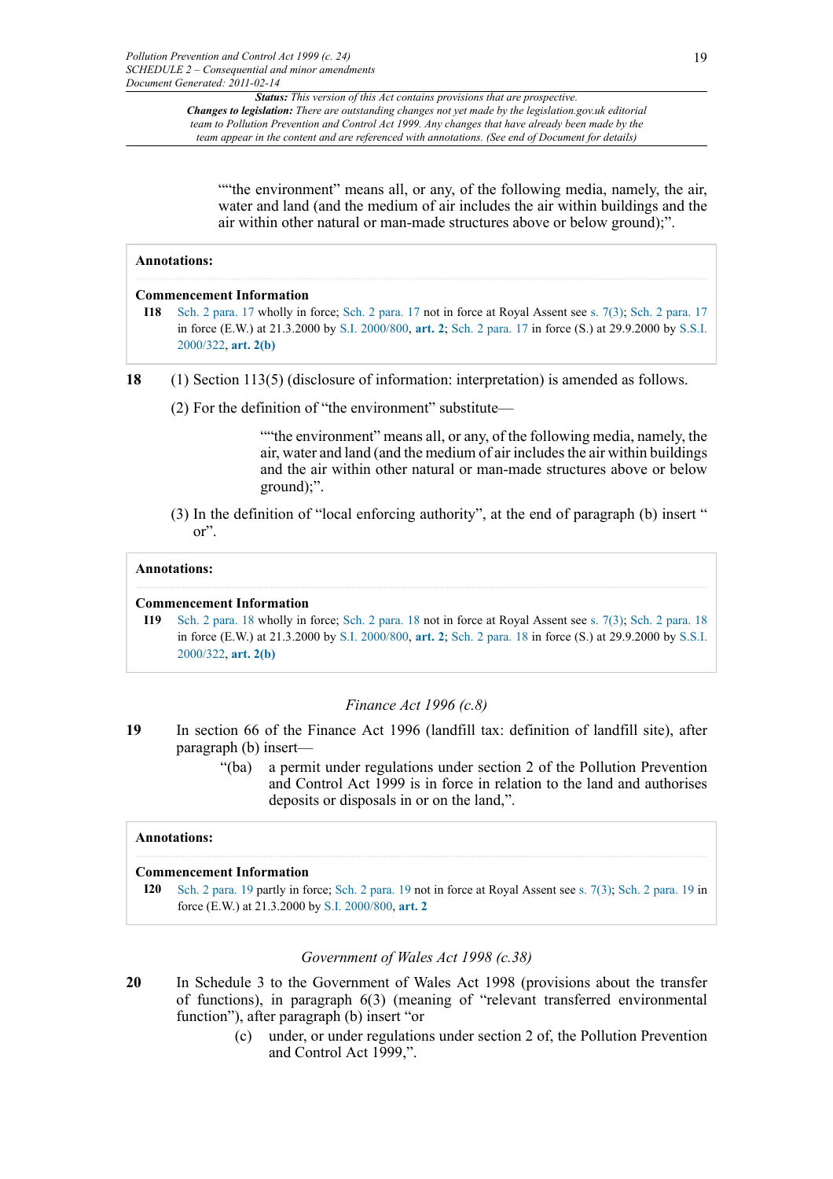““the environment” means all, or any, of the following media, namely, the air, water and land (and the medium of air includes the air within buildings and the air within other natural or man-made structures above or below ground);”.

**Annotations:**

**Commencement Information**

**I18** Sch. 2 para. 17 wholly in force; Sch. 2 para. 17 not in force at Royal Assent see s. 7(3); Sch. 2 para. 17 in force (E.W.) at 21.3.2000 by S.I. 2000/800, **art. 2**; Sch. 2 para. 17 in force (S.) at 29.9.2000 by S.S.I. 2000/322, **art. 2(b)**

**18** (1) Section 113(5) (disclosure of information: interpretation) is amended as follows.

(2) For the definition of “the environment” substitute—

““the environment” means all, or any, of the following media, namely, the air, water and land (and the medium of air includes the air within buildings and the air within other natural or man-made structures above or below ground);”.

(3) In the definition of “local enforcing authority”, at the end of paragraph (b) insert “ or”.

**Annotations:**

**Commencement Information**

**I19** Sch. 2 para. 18 wholly in force; Sch. 2 para. 18 not in force at Royal Assent see s. 7(3); Sch. 2 para. 18 in force (E.W.) at 21.3.2000 by S.I. 2000/800, **art. 2**; Sch. 2 para. 18 in force (S.) at 29.9.2000 by S.S.I. 2000/322, **art. 2(b)**

*Finance Act 1996 (c.8)*

**19** In section 66 of the Finance Act 1996 (landfill tax: definition of landfill site), after paragraph (b) insert—

“(ba) a permit under regulations under section 2 of the Pollution Prevention and Control Act 1999 is in force in relation to the land and authorises deposits or disposals in or on the land,”.

**Annotations:**

**Commencement Information**

**I20** Sch. 2 para. 19 partly in force; Sch. 2 para. 19 not in force at Royal Assent see s. 7(3); Sch. 2 para. 19 in force (E.W.) at 21.3.2000 by S.I. 2000/800, **art. 2**

*Government of Wales Act 1998 (c.38)*

**20** In Schedule 3 to the Government of Wales Act 1998 (provisions about the transfer of functions), in paragraph 6(3) (meaning of “relevant transferred environmental function”), after paragraph (b) insert “or

(c) under, or under regulations under section 2 of, the Pollution Prevention and Control Act 1999,”.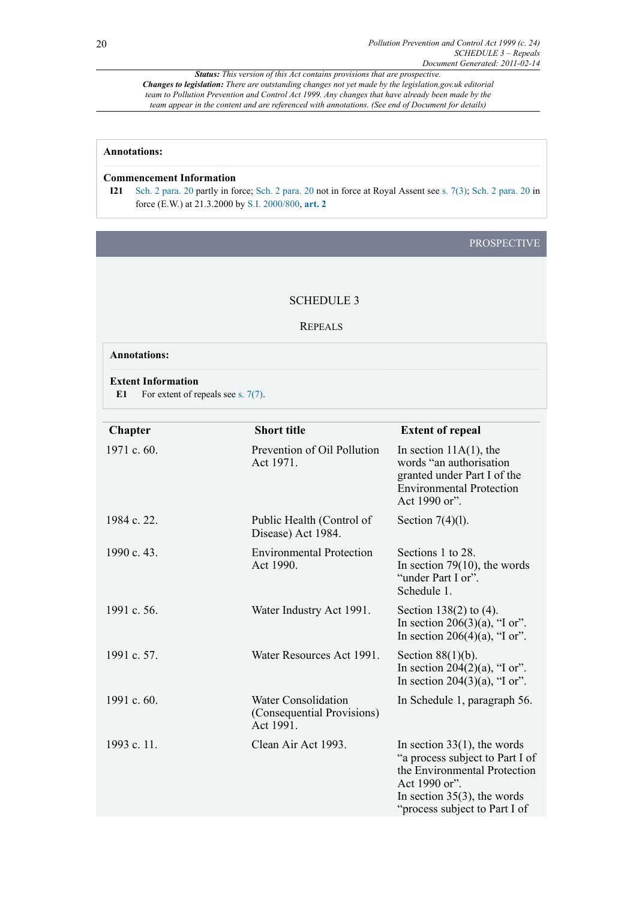**Status:** *This version of this Act contains provisions that are prospective.*
**Changes to legislation:** *There are outstanding changes not yet made by the legislation.gov.uk editorial team to Pollution Prevention and Control Act 1999. Any changes that have already been made by the team appear in the content and are referenced with annotations. (See end of Document for details)*

**Annotations:**

**Commencement Information**

**I21** Sch. 2 para. 20 partly in force; Sch. 2 para. 20 not in force at Royal Assent see s. 7(3); Sch. 2 para. 20 in force (E.W.) at 21.3.2000 by S.I. 2000/800, **art. 2**

PROSPECTIVE

## SCHEDULE 3

### REPEALS

**Annotations:**

**Extent Information**

**E1** For extent of repeals see s. 7(7).

| Chapter | Short title | Extent of repeal |
|---|---|---|
| 1971 c. 60. | Prevention of Oil Pollution Act 1971. | In section 11A(1), the words "an authorisation granted under Part I of the Environmental Protection Act 1990 or". |
| 1984 c. 22. | Public Health (Control of Disease) Act 1984. | Section 7(4)(l). |
| 1990 c. 43. | Environmental Protection Act 1990. | Sections 1 to 28.<br>In section 79(10), the words "under Part I or".<br>Schedule 1. |
| 1991 c. 56. | Water Industry Act 1991. | Section 138(2) to (4).<br>In section 206(3)(a), "I or".<br>In section 206(4)(a), "I or". |
| 1991 c. 57. | Water Resources Act 1991. | Section 88(1)(b).<br>In section 204(2)(a), "I or".<br>In section 204(3)(a), "I or". |
| 1991 c. 60. | Water Consolidation (Consequential Provisions) Act 1991. | In Schedule 1, paragraph 56. |
| 1993 c. 11. | Clean Air Act 1993. | In section 33(1), the words "a process subject to Part I of the Environmental Protection Act 1990 or".<br>In section 35(3), the words "process subject to Part I of |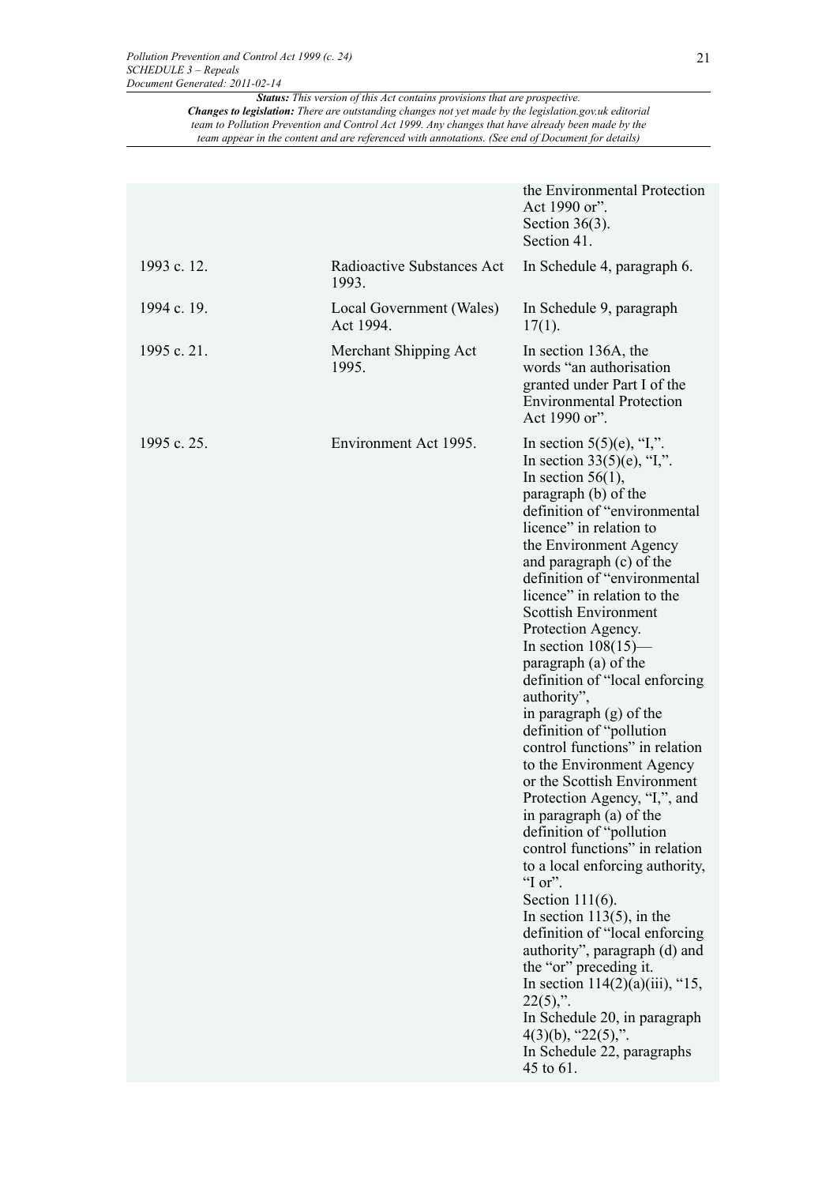| | | the Environmental Protection Act 1990 or".<br>Section 36(3).<br>Section 41. |
|---|---|---|
| 1993 c. 12. | Radioactive Substances Act 1993. | In Schedule 4, paragraph 6. |
| 1994 c. 19. | Local Government (Wales) Act 1994. | In Schedule 9, paragraph 17(1). |
| 1995 c. 21. | Merchant Shipping Act 1995. | In section 136A, the words "an authorisation granted under Part I of the Environmental Protection Act 1990 or". |
| 1995 c. 25. | Environment Act 1995. | In section 5(5)(e), "I,".<br>In section 33(5)(e), "I,".<br>In section 56(1), paragraph (b) of the definition of "environmental licence" in relation to the Environment Agency and paragraph (c) of the definition of "environmental licence" in relation to the Scottish Environment Protection Agency.<br>In section 108(15)— paragraph (a) of the definition of "local enforcing authority", in paragraph (g) of the definition of "pollution control functions" in relation to the Environment Agency or the Scottish Environment Protection Agency, "I,", and in paragraph (a) of the definition of "pollution control functions" in relation to a local enforcing authority, "I or".<br>Section 111(6).<br>In section 113(5), in the definition of "local enforcing authority", paragraph (d) and the "or" preceding it.<br>In section 114(2)(a)(iii), "15, 22(5),".<br>In Schedule 20, in paragraph 4(3)(b), "22(5),".<br>In Schedule 22, paragraphs 45 to 61. |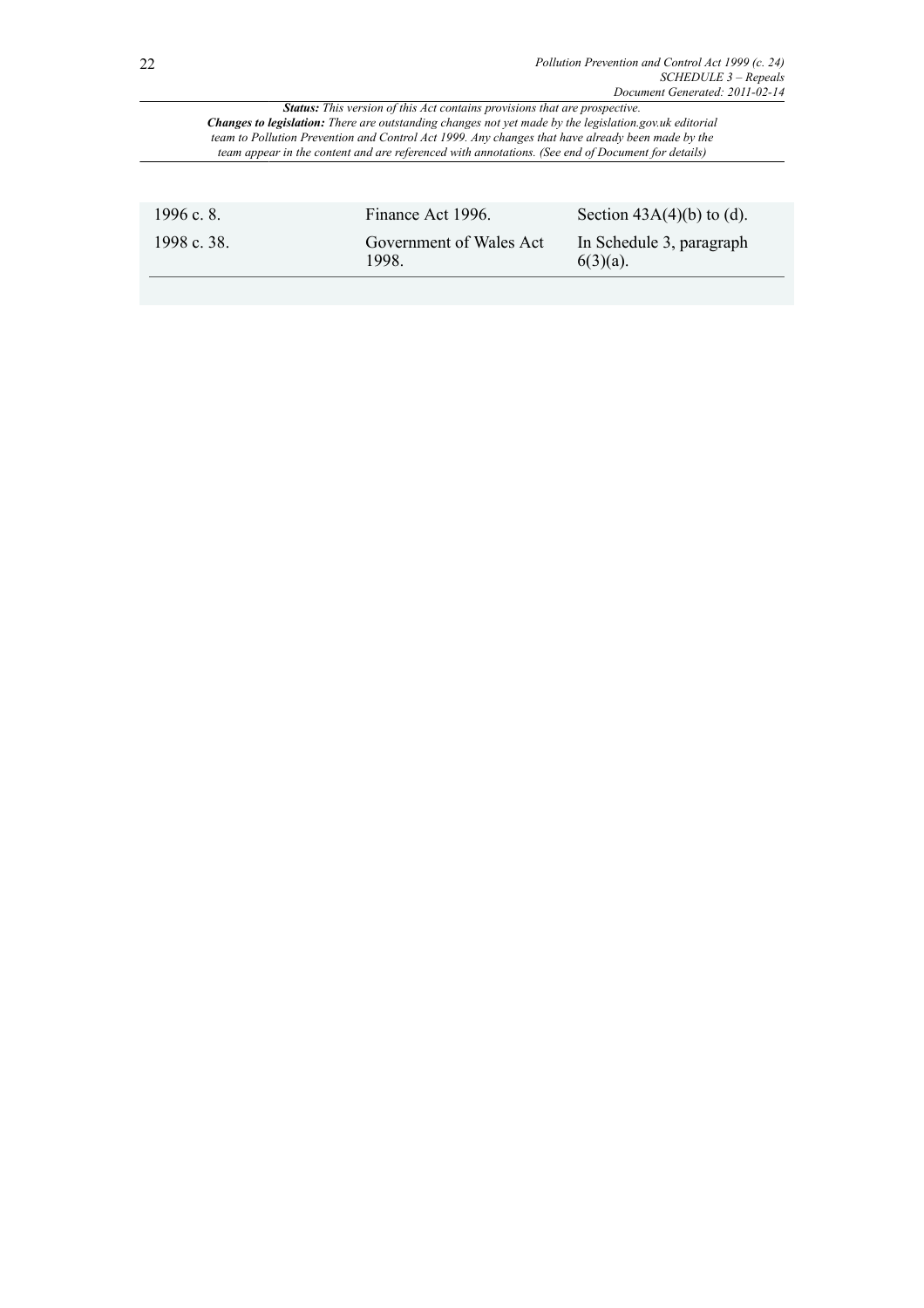| | | |
|---|---|---|
| 1996 c. 8. | Finance Act 1996. | Section 43A(4)(b) to (d). |
| 1998 c. 38. | Government of Wales Act 1998. | In Schedule 3, paragraph 6(3)(a). |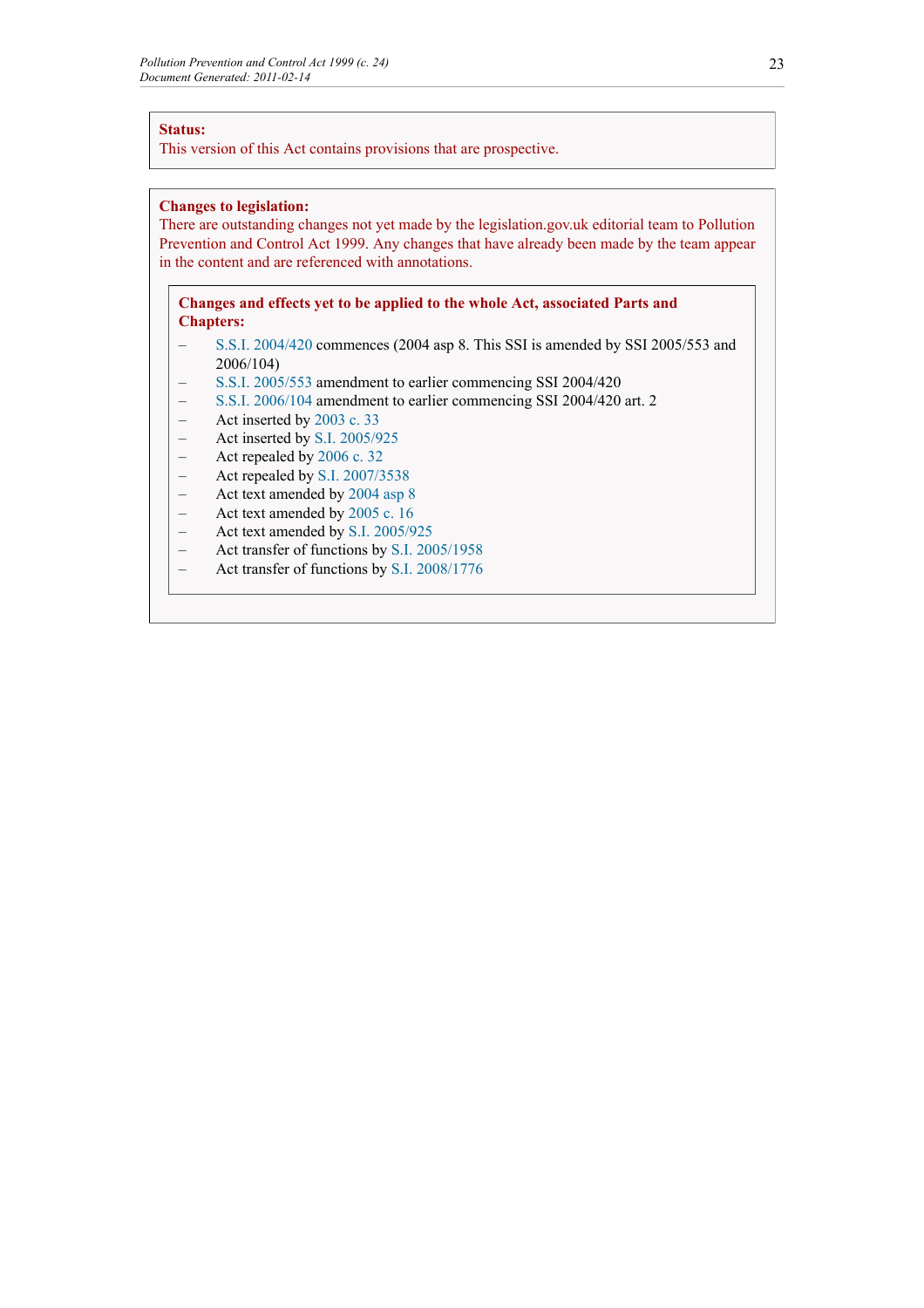**Status:**
This version of this Act contains provisions that are prospective.

**Changes to legislation:**
There are outstanding changes not yet made by the legislation.gov.uk editorial team to Pollution Prevention and Control Act 1999. Any changes that have already been made by the team appear in the content and are referenced with annotations.

**Changes and effects yet to be applied to the whole Act, associated Parts and Chapters:**

- S.S.I. 2004/420 commences (2004 asp 8. This SSI is amended by SSI 2005/553 and 2006/104)
- S.S.I. 2005/553 amendment to earlier commencing SSI 2004/420
- S.S.I. 2006/104 amendment to earlier commencing SSI 2004/420 art. 2
- Act inserted by 2003 c. 33
- Act inserted by S.I. 2005/925
- Act repealed by 2006 c. 32
- Act repealed by S.I. 2007/3538
- Act text amended by 2004 asp 8
- Act text amended by 2005 c. 16
- Act text amended by S.I. 2005/925
- Act transfer of functions by S.I. 2005/1958
- Act transfer of functions by S.I. 2008/1776